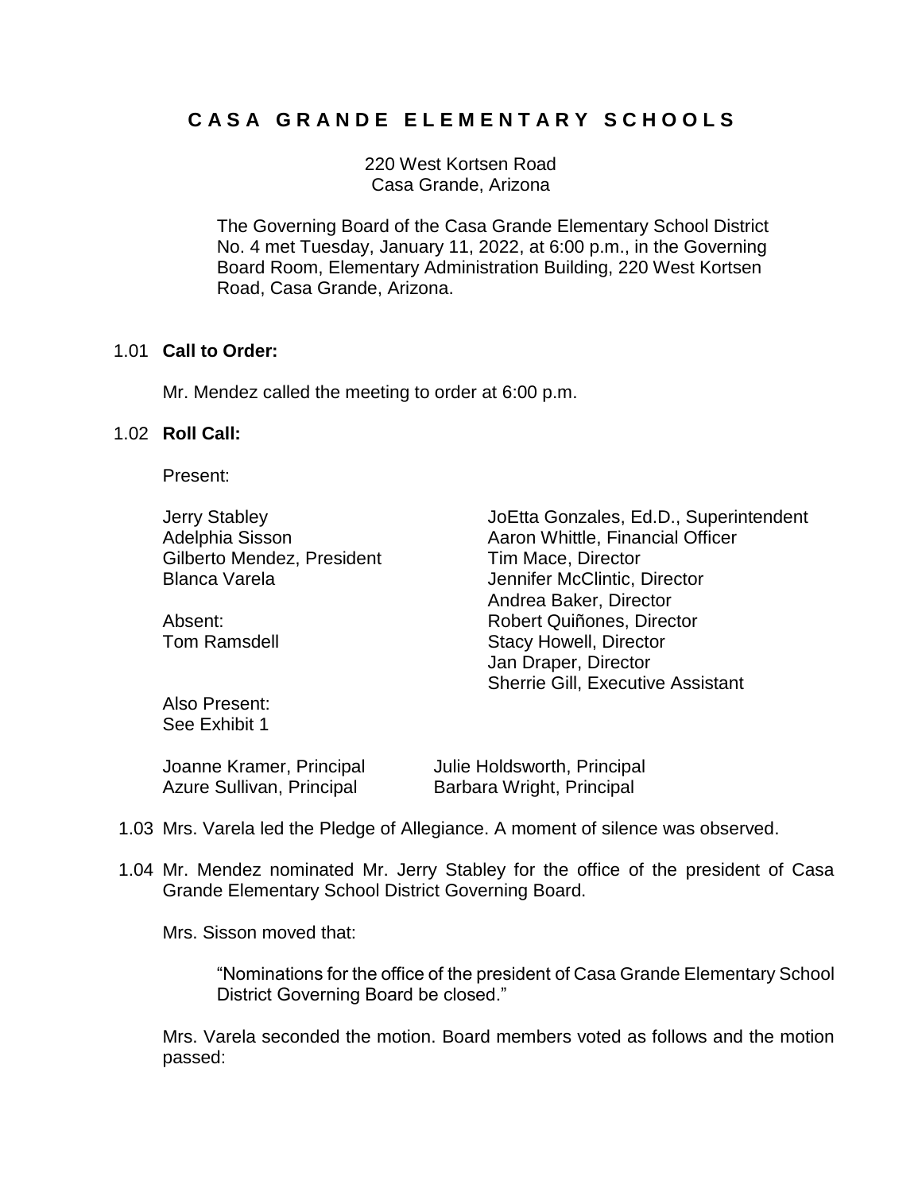# C A S A G R A N D E E L E M E N T A R Y S C H O O L S

220 West Kortsen Road
Casa Grande, Arizona

The Governing Board of the Casa Grande Elementary School District No. 4 met Tuesday, January 11, 2022, at 6:00 p.m., in the Governing Board Room, Elementary Administration Building, 220 West Kortsen Road, Casa Grande, Arizona.

1.01 **Call to Order:**

Mr. Mendez called the meeting to order at 6:00 p.m.

1.02 **Roll Call:**

Present:

Jerry Stabley
Adelphia Sisson
Gilberto Mendez, President
Blanca Varela

Absent:
Tom Ramsdell

JoEtta Gonzales, Ed.D., Superintendent
Aaron Whittle, Financial Officer
Tim Mace, Director
Jennifer McClintic, Director
Andrea Baker, Director
Robert Quiñones, Director
Stacy Howell, Director
Jan Draper, Director
Sherrie Gill, Executive Assistant

Also Present:
See Exhibit 1

Joanne Kramer, Principal
Azure Sullivan, Principal
Julie Holdsworth, Principal
Barbara Wright, Principal

1.03 Mrs. Varela led the Pledge of Allegiance. A moment of silence was observed.

1.04 Mr. Mendez nominated Mr. Jerry Stabley for the office of the president of Casa Grande Elementary School District Governing Board.

Mrs. Sisson moved that:

> "Nominations for the office of the president of Casa Grande Elementary School District Governing Board be closed."

Mrs. Varela seconded the motion. Board members voted as follows and the motion passed: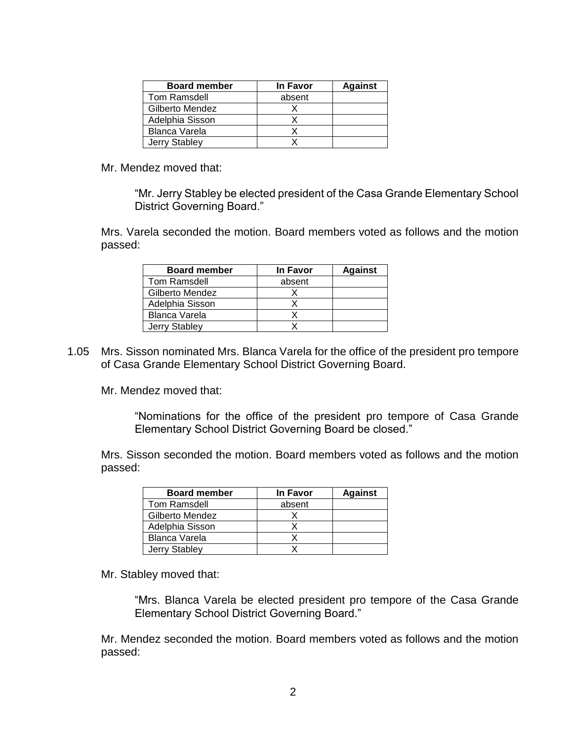| Board member | In Favor | Against |
|---|---|---|
| Tom Ramsdell | absent | |
| Gilberto Mendez | X | |
| Adelphia Sisson | X | |
| Blanca Varela | X | |
| Jerry Stabley | X | |

Mr. Mendez moved that:

> "Mr. Jerry Stabley be elected president of the Casa Grande Elementary School District Governing Board."

Mrs. Varela seconded the motion. Board members voted as follows and the motion passed:

| Board member | In Favor | Against |
|---|---|---|
| Tom Ramsdell | absent | |
| Gilberto Mendez | X | |
| Adelphia Sisson | X | |
| Blanca Varela | X | |
| Jerry Stabley | X | |

1.05 Mrs. Sisson nominated Mrs. Blanca Varela for the office of the president pro tempore of Casa Grande Elementary School District Governing Board.

Mr. Mendez moved that:

> "Nominations for the office of the president pro tempore of Casa Grande Elementary School District Governing Board be closed."

Mrs. Sisson seconded the motion. Board members voted as follows and the motion passed:

| Board member | In Favor | Against |
|---|---|---|
| Tom Ramsdell | absent | |
| Gilberto Mendez | X | |
| Adelphia Sisson | X | |
| Blanca Varela | X | |
| Jerry Stabley | X | |

Mr. Stabley moved that:

> "Mrs. Blanca Varela be elected president pro tempore of the Casa Grande Elementary School District Governing Board."

Mr. Mendez seconded the motion. Board members voted as follows and the motion passed: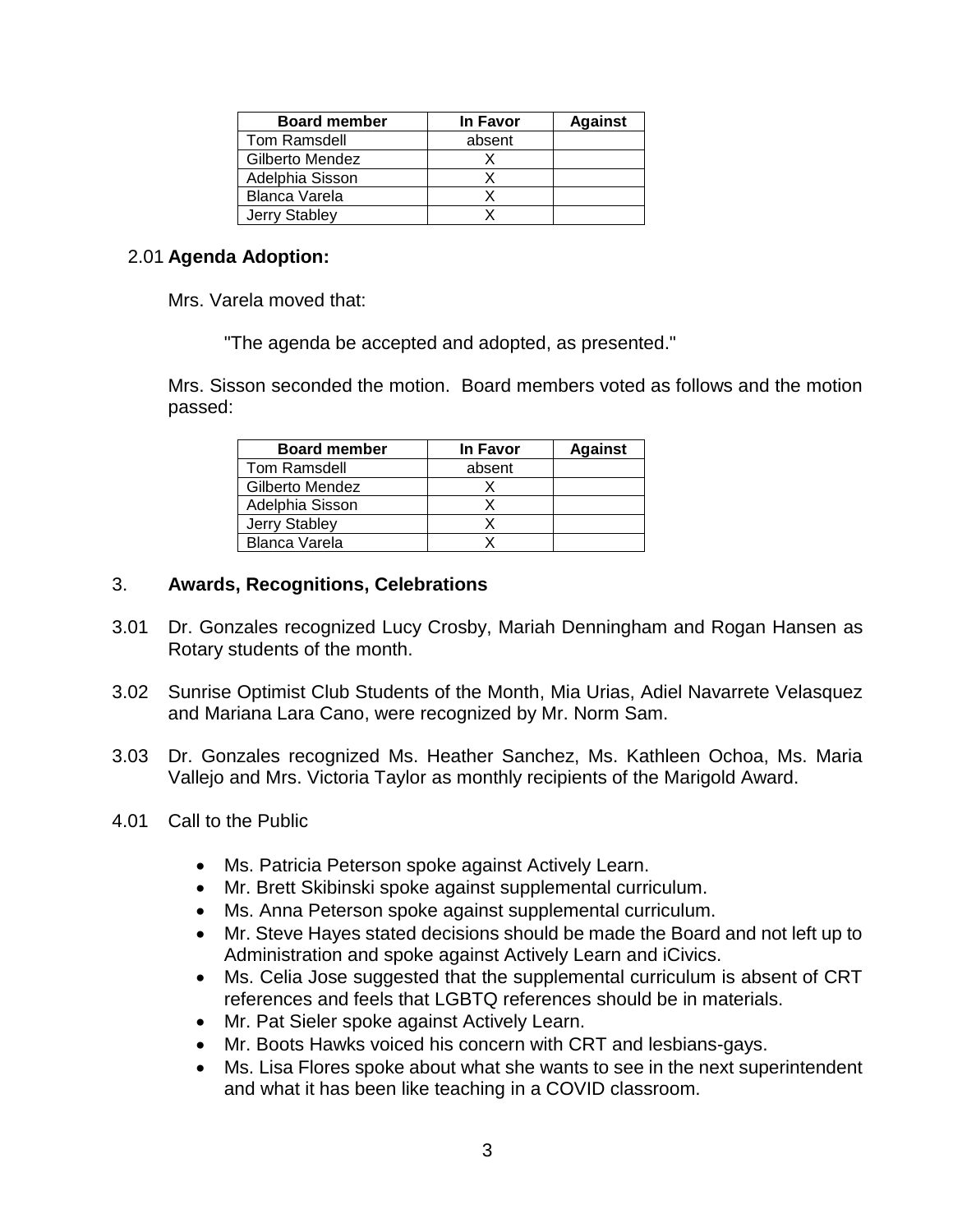| Board member | In Favor | Against |
|---|---|---|
| Tom Ramsdell | absent | |
| Gilberto Mendez | X | |
| Adelphia Sisson | X | |
| Blanca Varela | X | |
| Jerry Stabley | X | |

2.01 **Agenda Adoption:**

Mrs. Varela moved that:

"The agenda be accepted and adopted, as presented."

Mrs. Sisson seconded the motion. Board members voted as follows and the motion passed:

| Board member | In Favor | Against |
|---|---|---|
| Tom Ramsdell | absent | |
| Gilberto Mendez | X | |
| Adelphia Sisson | X | |
| Jerry Stabley | X | |
| Blanca Varela | X | |

## 3. **Awards, Recognitions, Celebrations**

3.01 Dr. Gonzales recognized Lucy Crosby, Mariah Denningham and Rogan Hansen as Rotary students of the month.

3.02 Sunrise Optimist Club Students of the Month, Mia Urias, Adiel Navarrete Velasquez and Mariana Lara Cano, were recognized by Mr. Norm Sam.

3.03 Dr. Gonzales recognized Ms. Heather Sanchez, Ms. Kathleen Ochoa, Ms. Maria Vallejo and Mrs. Victoria Taylor as monthly recipients of the Marigold Award.

4.01 Call to the Public

- Ms. Patricia Peterson spoke against Actively Learn.
- Mr. Brett Skibinski spoke against supplemental curriculum.
- Ms. Anna Peterson spoke against supplemental curriculum.
- Mr. Steve Hayes stated decisions should be made the Board and not left up to Administration and spoke against Actively Learn and iCivics.
- Ms. Celia Jose suggested that the supplemental curriculum is absent of CRT references and feels that LGBTQ references should be in materials.
- Mr. Pat Sieler spoke against Actively Learn.
- Mr. Boots Hawks voiced his concern with CRT and lesbians-gays.
- Ms. Lisa Flores spoke about what she wants to see in the next superintendent and what it has been like teaching in a COVID classroom.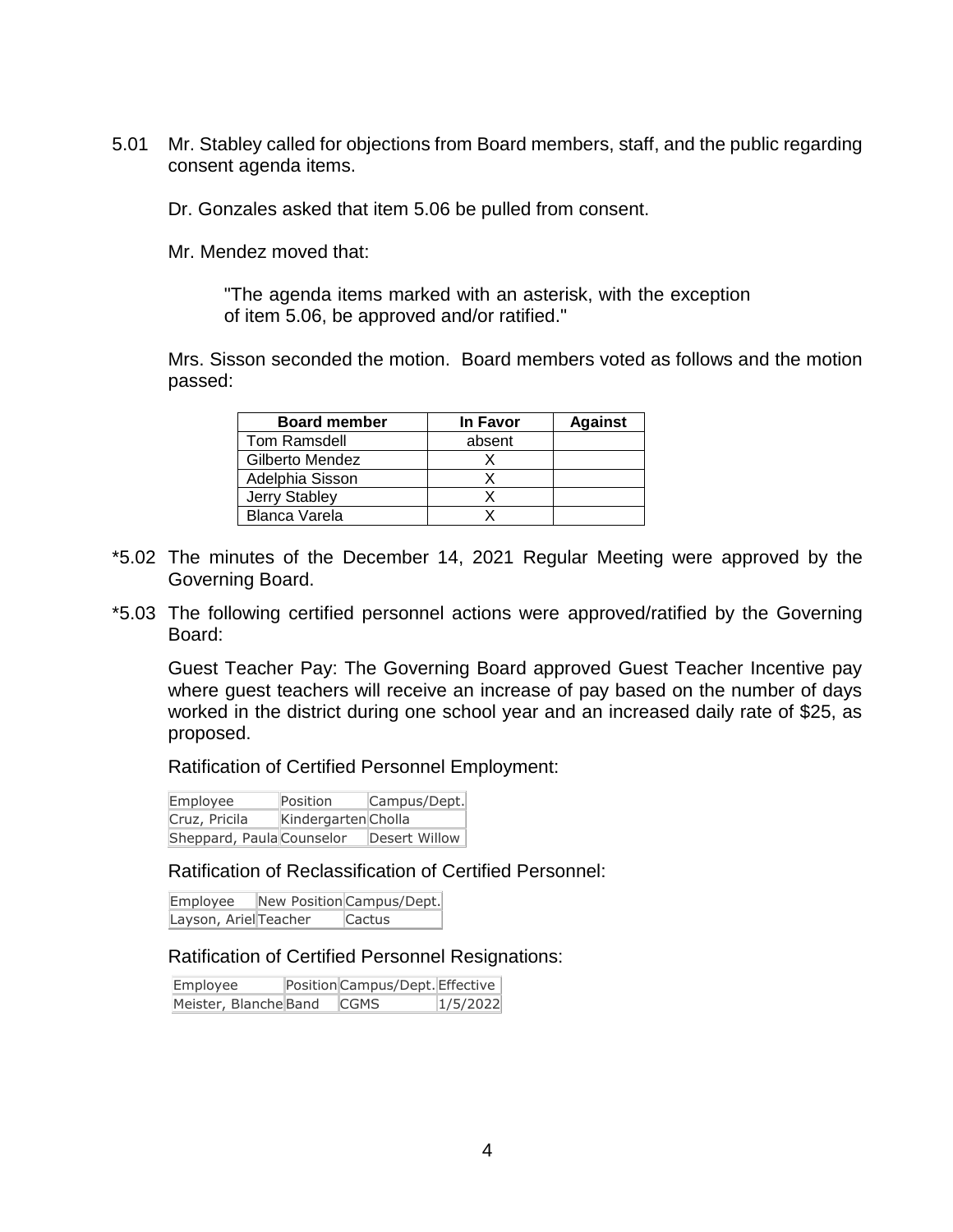5.01 Mr. Stabley called for objections from Board members, staff, and the public regarding consent agenda items.

Dr. Gonzales asked that item 5.06 be pulled from consent.

Mr. Mendez moved that:

> "The agenda items marked with an asterisk, with the exception of item 5.06, be approved and/or ratified."

Mrs. Sisson seconded the motion. Board members voted as follows and the motion passed:

| Board member | In Favor | Against |
|---|---|---|
| Tom Ramsdell | absent | |
| Gilberto Mendez | X | |
| Adelphia Sisson | X | |
| Jerry Stabley | X | |
| Blanca Varela | X | |

*5.02 The minutes of the December 14, 2021 Regular Meeting were approved by the Governing Board.

*5.03 The following certified personnel actions were approved/ratified by the Governing Board:

Guest Teacher Pay: The Governing Board approved Guest Teacher Incentive pay where guest teachers will receive an increase of pay based on the number of days worked in the district during one school year and an increased daily rate of $25, as proposed.

Ratification of Certified Personnel Employment:

| Employee | Position | Campus/Dept. |
|---|---|---|
| Cruz, Pricila | Kindergarten | Cholla |
| Sheppard, Paula | Counselor | Desert Willow |

Ratification of Reclassification of Certified Personnel:

| Employee | New Position | Campus/Dept. |
|---|---|---|
| Layson, Ariel | Teacher | Cactus |

Ratification of Certified Personnel Resignations:

| Employee | Position | Campus/Dept. | Effective |
|---|---|---|---|
| Meister, Blanche | Band | CGMS | 1/5/2022 |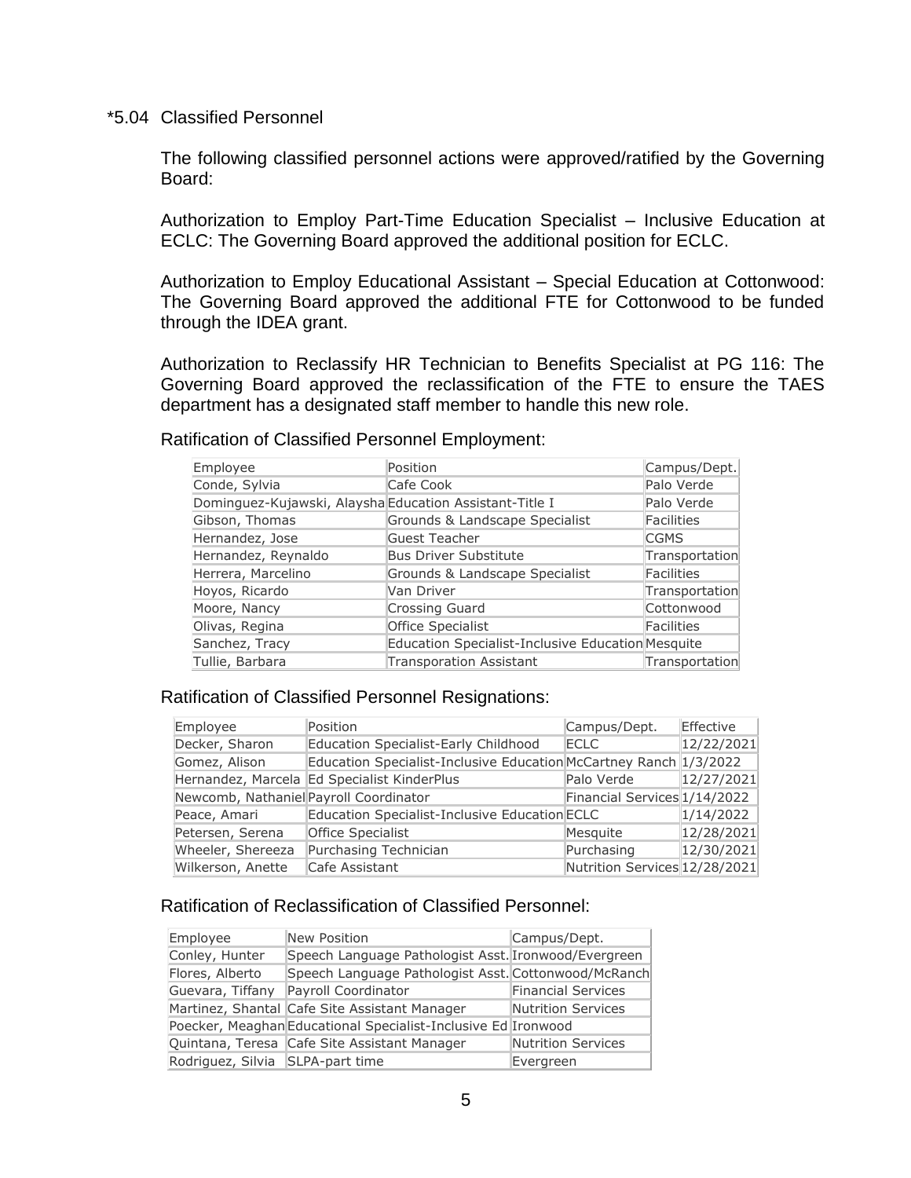*5.04 Classified Personnel

The following classified personnel actions were approved/ratified by the Governing Board:

Authorization to Employ Part-Time Education Specialist – Inclusive Education at ECLC: The Governing Board approved the additional position for ECLC.

Authorization to Employ Educational Assistant – Special Education at Cottonwood: The Governing Board approved the additional FTE for Cottonwood to be funded through the IDEA grant.

Authorization to Reclassify HR Technician to Benefits Specialist at PG 116: The Governing Board approved the reclassification of the FTE to ensure the TAES department has a designated staff member to handle this new role.

Ratification of Classified Personnel Employment:

| Employee | Position | Campus/Dept. |
|---|---|---|
| Conde, Sylvia | Cafe Cook | Palo Verde |
| Dominguez-Kujawski, Alaysha | Education Assistant-Title I | Palo Verde |
| Gibson, Thomas | Grounds & Landscape Specialist | Facilities |
| Hernandez, Jose | Guest Teacher | CGMS |
| Hernandez, Reynaldo | Bus Driver Substitute | Transportation |
| Herrera, Marcelino | Grounds & Landscape Specialist | Facilities |
| Hoyos, Ricardo | Van Driver | Transportation |
| Moore, Nancy | Crossing Guard | Cottonwood |
| Olivas, Regina | Office Specialist | Facilities |
| Sanchez, Tracy | Education Specialist-Inclusive Education | Mesquite |
| Tullie, Barbara | Transporation Assistant | Transportation |

Ratification of Classified Personnel Resignations:

| Employee | Position | Campus/Dept. | Effective |
|---|---|---|---|
| Decker, Sharon | Education Specialist-Early Childhood | ECLC | 12/22/2021 |
| Gomez, Alison | Education Specialist-Inclusive Education | McCartney Ranch | 1/3/2022 |
| Hernandez, Marcela | Ed Specialist KinderPlus | Palo Verde | 12/27/2021 |
| Newcomb, Nathaniel | Payroll Coordinator | Financial Services | 1/14/2022 |
| Peace, Amari | Education Specialist-Inclusive Education | ECLC | 1/14/2022 |
| Petersen, Serena | Office Specialist | Mesquite | 12/28/2021 |
| Wheeler, Shereeza | Purchasing Technician | Purchasing | 12/30/2021 |
| Wilkerson, Anette | Cafe Assistant | Nutrition Services | 12/28/2021 |

Ratification of Reclassification of Classified Personnel:

| Employee | New Position | Campus/Dept. |
|---|---|---|
| Conley, Hunter | Speech Language Pathologist Asst. | Ironwood/Evergreen |
| Flores, Alberto | Speech Language Pathologist Asst. | Cottonwood/McRanch |
| Guevara, Tiffany | Payroll Coordinator | Financial Services |
| Martinez, Shantal | Cafe Site Assistant Manager | Nutrition Services |
| Poecker, Meaghan | Educational Specialist-Inclusive Ed | Ironwood |
| Quintana, Teresa | Cafe Site Assistant Manager | Nutrition Services |
| Rodriguez, Silvia | SLPA-part time | Evergreen |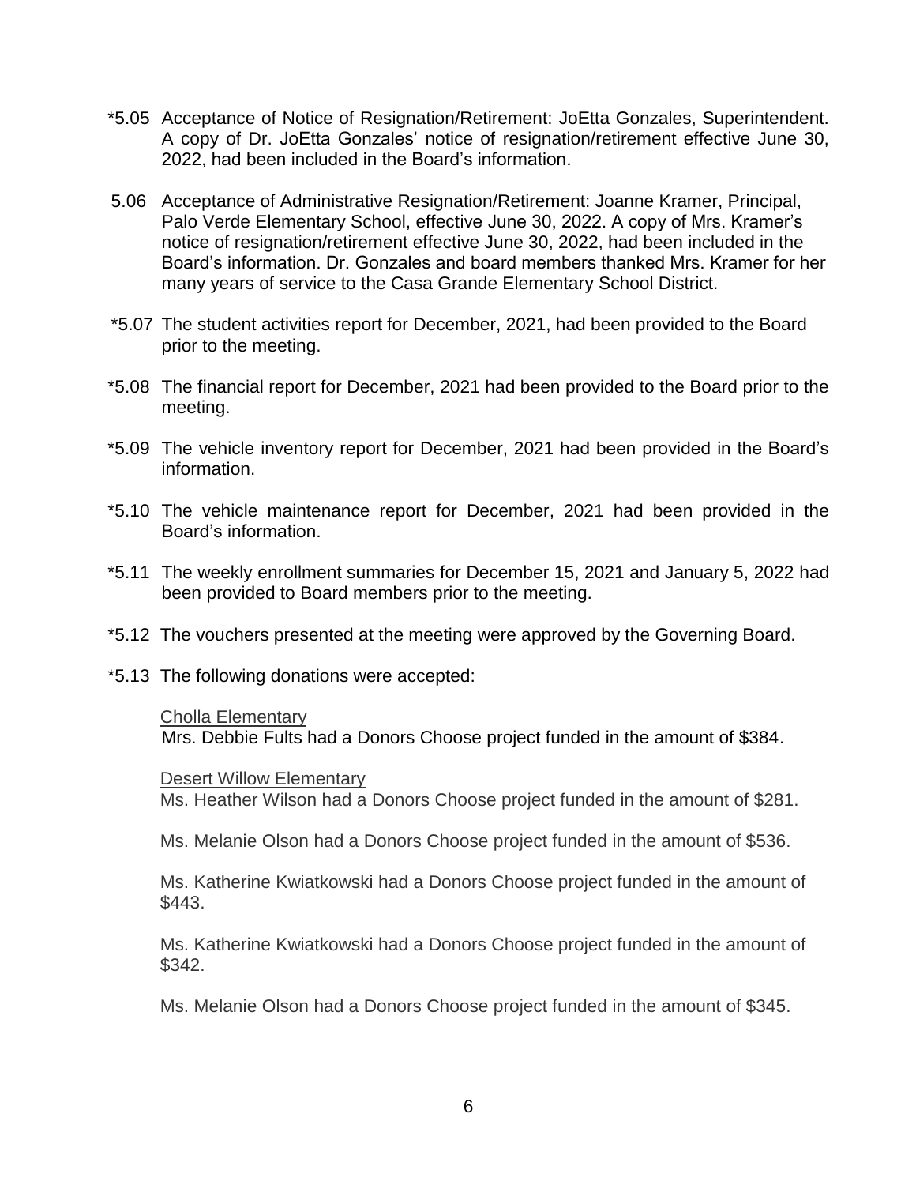*5.05 Acceptance of Notice of Resignation/Retirement: JoEtta Gonzales, Superintendent. A copy of Dr. JoEtta Gonzales' notice of resignation/retirement effective June 30, 2022, had been included in the Board's information.

5.06 Acceptance of Administrative Resignation/Retirement: Joanne Kramer, Principal, Palo Verde Elementary School, effective June 30, 2022. A copy of Mrs. Kramer's notice of resignation/retirement effective June 30, 2022, had been included in the Board's information. Dr. Gonzales and board members thanked Mrs. Kramer for her many years of service to the Casa Grande Elementary School District.

*5.07 The student activities report for December, 2021, had been provided to the Board prior to the meeting.

*5.08 The financial report for December, 2021 had been provided to the Board prior to the meeting.

*5.09 The vehicle inventory report for December, 2021 had been provided in the Board's information.

*5.10 The vehicle maintenance report for December, 2021 had been provided in the Board's information.

*5.11 The weekly enrollment summaries for December 15, 2021 and January 5, 2022 had been provided to Board members prior to the meeting.

*5.12 The vouchers presented at the meeting were approved by the Governing Board.

*5.13 The following donations were accepted:

<u>Cholla Elementary</u>
Mrs. Debbie Fults had a Donors Choose project funded in the amount of $384.

<u>Desert Willow Elementary</u>
Ms. Heather Wilson had a Donors Choose project funded in the amount of $281.

Ms. Melanie Olson had a Donors Choose project funded in the amount of $536.

Ms. Katherine Kwiatkowski had a Donors Choose project funded in the amount of $443.

Ms. Katherine Kwiatkowski had a Donors Choose project funded in the amount of $342.

Ms. Melanie Olson had a Donors Choose project funded in the amount of $345.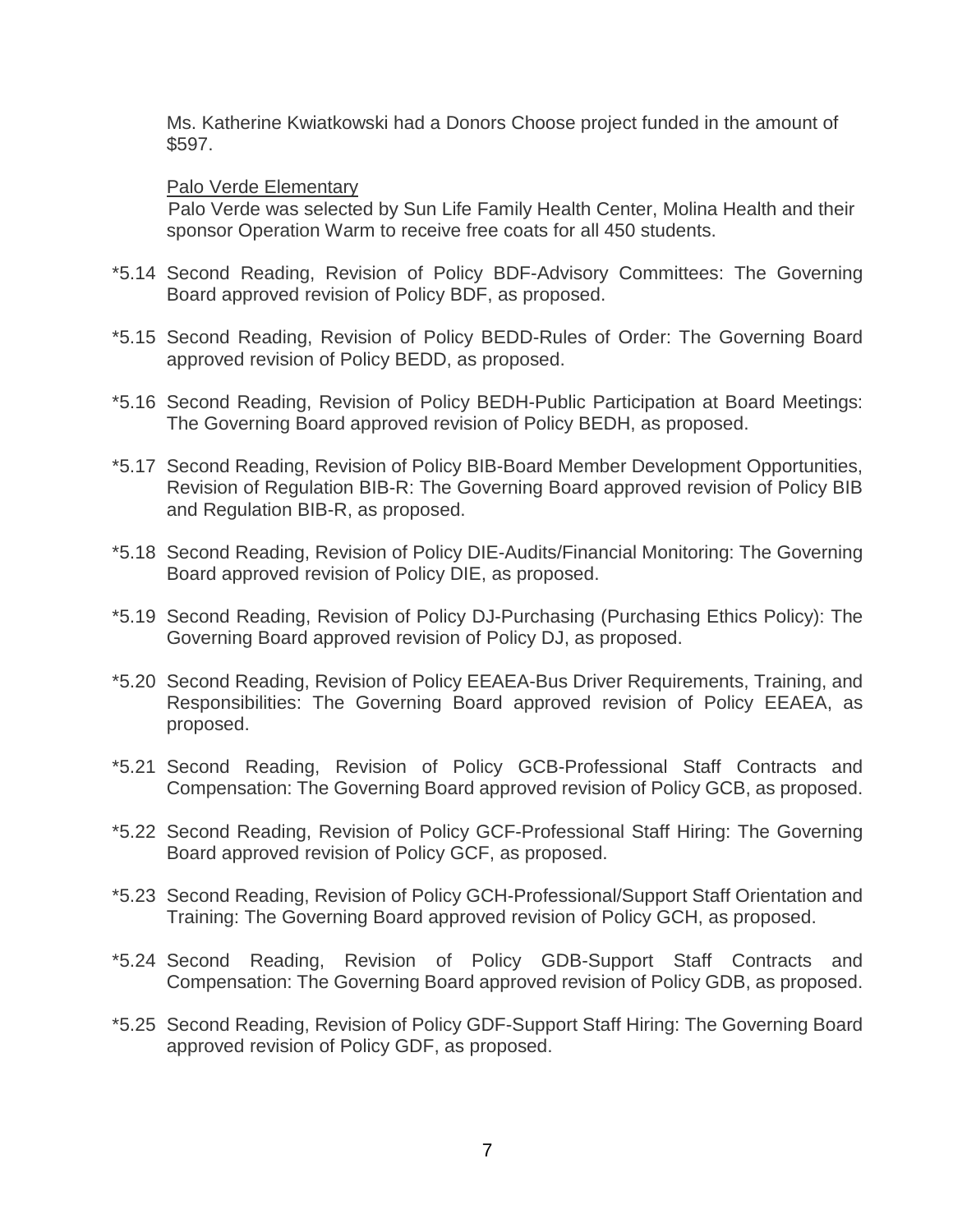Ms. Katherine Kwiatkowski had a Donors Choose project funded in the amount of $597.

<u>Palo Verde Elementary</u>
Palo Verde was selected by Sun Life Family Health Center, Molina Health and their sponsor Operation Warm to receive free coats for all 450 students.

*5.14 Second Reading, Revision of Policy BDF-Advisory Committees: The Governing Board approved revision of Policy BDF, as proposed.

*5.15 Second Reading, Revision of Policy BEDD-Rules of Order: The Governing Board approved revision of Policy BEDD, as proposed.

*5.16 Second Reading, Revision of Policy BEDH-Public Participation at Board Meetings: The Governing Board approved revision of Policy BEDH, as proposed.

*5.17 Second Reading, Revision of Policy BIB-Board Member Development Opportunities, Revision of Regulation BIB-R: The Governing Board approved revision of Policy BIB and Regulation BIB-R, as proposed.

*5.18 Second Reading, Revision of Policy DIE-Audits/Financial Monitoring: The Governing Board approved revision of Policy DIE, as proposed.

*5.19 Second Reading, Revision of Policy DJ-Purchasing (Purchasing Ethics Policy): The Governing Board approved revision of Policy DJ, as proposed.

*5.20 Second Reading, Revision of Policy EEAEA-Bus Driver Requirements, Training, and Responsibilities: The Governing Board approved revision of Policy EEAEA, as proposed.

*5.21 Second Reading, Revision of Policy GCB-Professional Staff Contracts and Compensation: The Governing Board approved revision of Policy GCB, as proposed.

*5.22 Second Reading, Revision of Policy GCF-Professional Staff Hiring: The Governing Board approved revision of Policy GCF, as proposed.

*5.23 Second Reading, Revision of Policy GCH-Professional/Support Staff Orientation and Training: The Governing Board approved revision of Policy GCH, as proposed.

*5.24 Second Reading, Revision of Policy GDB-Support Staff Contracts and Compensation: The Governing Board approved revision of Policy GDB, as proposed.

*5.25 Second Reading, Revision of Policy GDF-Support Staff Hiring: The Governing Board approved revision of Policy GDF, as proposed.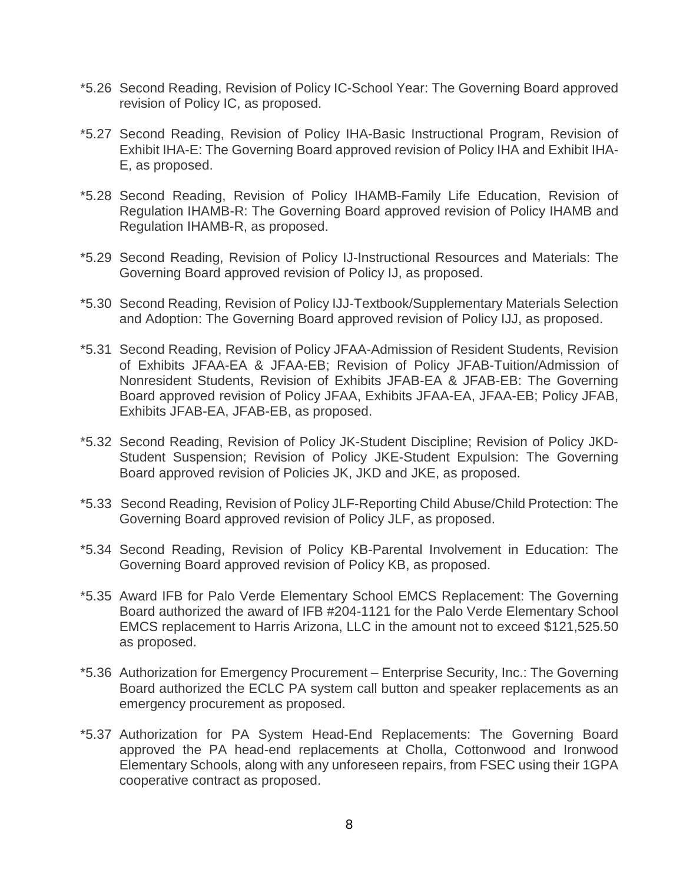*5.26 Second Reading, Revision of Policy IC-School Year: The Governing Board approved revision of Policy IC, as proposed.

*5.27 Second Reading, Revision of Policy IHA-Basic Instructional Program, Revision of Exhibit IHA-E: The Governing Board approved revision of Policy IHA and Exhibit IHA-E, as proposed.

*5.28 Second Reading, Revision of Policy IHAMB-Family Life Education, Revision of Regulation IHAMB-R: The Governing Board approved revision of Policy IHAMB and Regulation IHAMB-R, as proposed.

*5.29 Second Reading, Revision of Policy IJ-Instructional Resources and Materials: The Governing Board approved revision of Policy IJ, as proposed.

*5.30 Second Reading, Revision of Policy IJJ-Textbook/Supplementary Materials Selection and Adoption: The Governing Board approved revision of Policy IJJ, as proposed.

*5.31 Second Reading, Revision of Policy JFAA-Admission of Resident Students, Revision of Exhibits JFAA-EA & JFAA-EB; Revision of Policy JFAB-Tuition/Admission of Nonresident Students, Revision of Exhibits JFAB-EA & JFAB-EB: The Governing Board approved revision of Policy JFAA, Exhibits JFAA-EA, JFAA-EB; Policy JFAB, Exhibits JFAB-EA, JFAB-EB, as proposed.

*5.32 Second Reading, Revision of Policy JK-Student Discipline; Revision of Policy JKD-Student Suspension; Revision of Policy JKE-Student Expulsion: The Governing Board approved revision of Policies JK, JKD and JKE, as proposed.

*5.33 Second Reading, Revision of Policy JLF-Reporting Child Abuse/Child Protection: The Governing Board approved revision of Policy JLF, as proposed.

*5.34 Second Reading, Revision of Policy KB-Parental Involvement in Education: The Governing Board approved revision of Policy KB, as proposed.

*5.35 Award IFB for Palo Verde Elementary School EMCS Replacement: The Governing Board authorized the award of IFB #204-1121 for the Palo Verde Elementary School EMCS replacement to Harris Arizona, LLC in the amount not to exceed $121,525.50 as proposed.

*5.36 Authorization for Emergency Procurement – Enterprise Security, Inc.: The Governing Board authorized the ECLC PA system call button and speaker replacements as an emergency procurement as proposed.

*5.37 Authorization for PA System Head-End Replacements: The Governing Board approved the PA head-end replacements at Cholla, Cottonwood and Ironwood Elementary Schools, along with any unforeseen repairs, from FSEC using their 1GPA cooperative contract as proposed.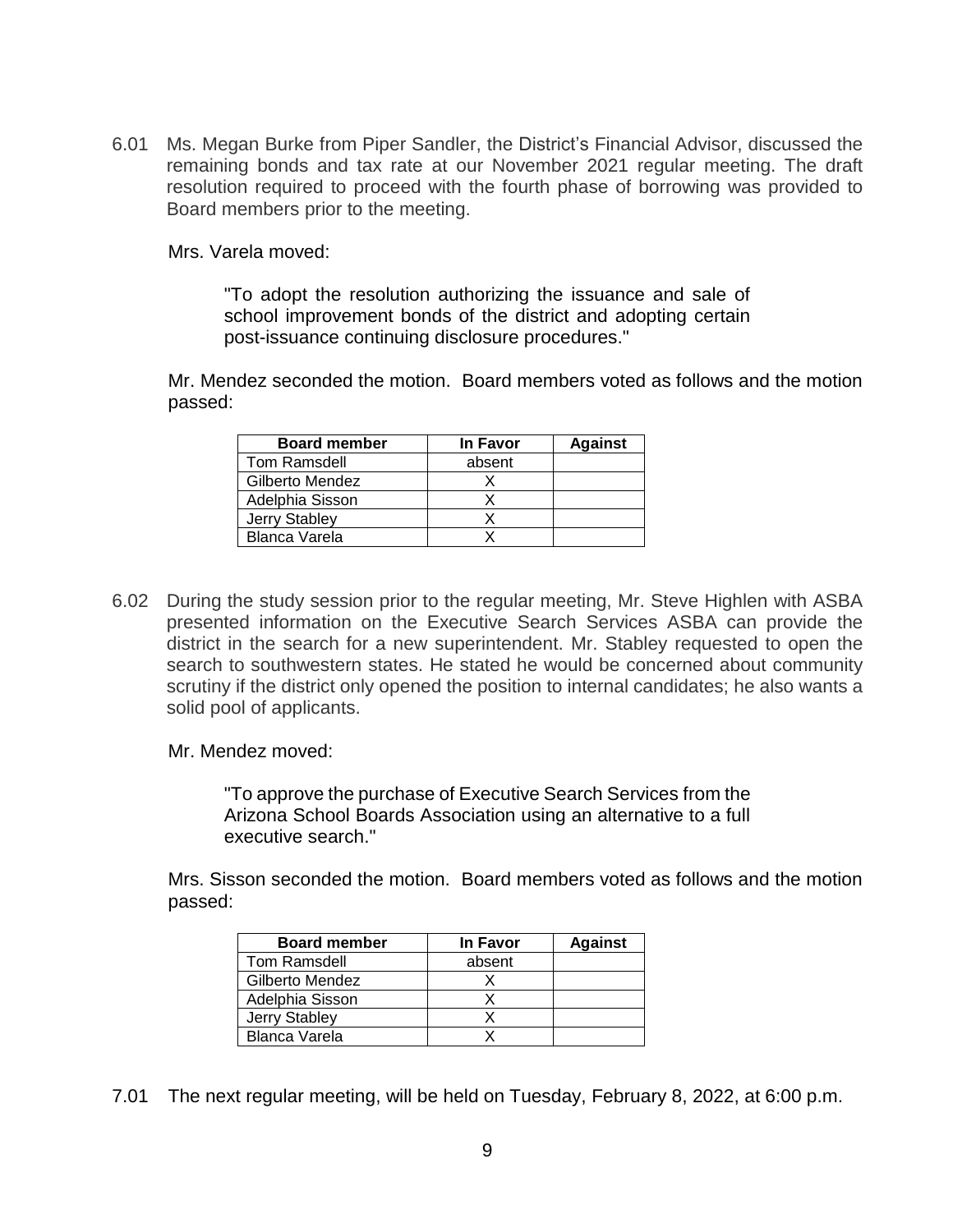6.01 Ms. Megan Burke from Piper Sandler, the District's Financial Advisor, discussed the remaining bonds and tax rate at our November 2021 regular meeting. The draft resolution required to proceed with the fourth phase of borrowing was provided to Board members prior to the meeting.

Mrs. Varela moved:

> "To adopt the resolution authorizing the issuance and sale of school improvement bonds of the district and adopting certain post-issuance continuing disclosure procedures."

Mr. Mendez seconded the motion. Board members voted as follows and the motion passed:

| Board member | In Favor | Against |
|---|---|---|
| Tom Ramsdell | absent | |
| Gilberto Mendez | X | |
| Adelphia Sisson | X | |
| Jerry Stabley | X | |
| Blanca Varela | X | |

6.02 During the study session prior to the regular meeting, Mr. Steve Highlen with ASBA presented information on the Executive Search Services ASBA can provide the district in the search for a new superintendent. Mr. Stabley requested to open the search to southwestern states. He stated he would be concerned about community scrutiny if the district only opened the position to internal candidates; he also wants a solid pool of applicants.

Mr. Mendez moved:

> "To approve the purchase of Executive Search Services from the Arizona School Boards Association using an alternative to a full executive search."

Mrs. Sisson seconded the motion. Board members voted as follows and the motion passed:

| Board member | In Favor | Against |
|---|---|---|
| Tom Ramsdell | absent | |
| Gilberto Mendez | X | |
| Adelphia Sisson | X | |
| Jerry Stabley | X | |
| Blanca Varela | X | |

7.01 The next regular meeting, will be held on Tuesday, February 8, 2022, at 6:00 p.m.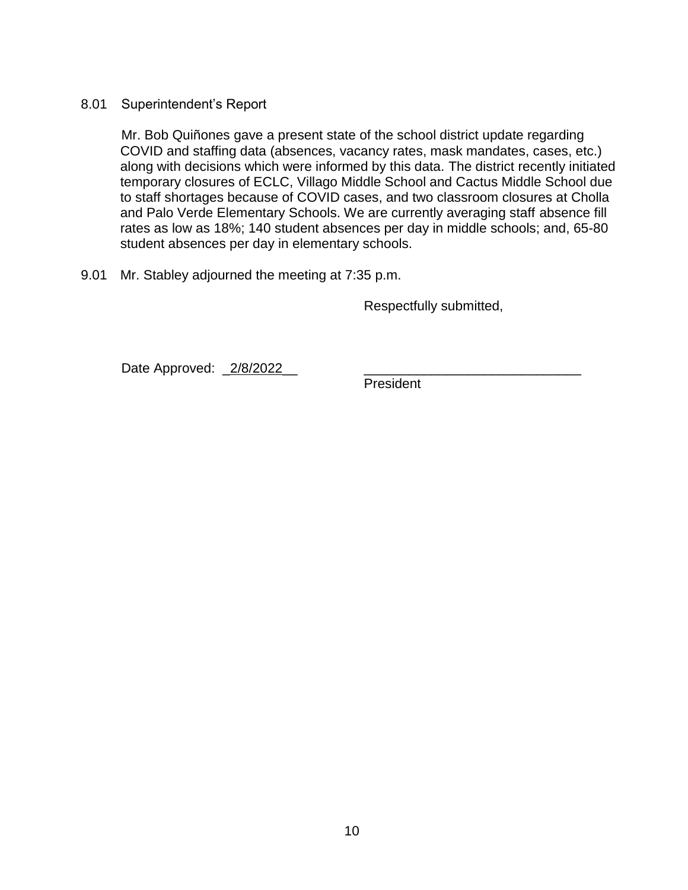8.01 Superintendent's Report

Mr. Bob Quiñones gave a present state of the school district update regarding COVID and staffing data (absences, vacancy rates, mask mandates, cases, etc.) along with decisions which were informed by this data. The district recently initiated temporary closures of ECLC, Villago Middle School and Cactus Middle School due to staff shortages because of COVID cases, and two classroom closures at Cholla and Palo Verde Elementary Schools. We are currently averaging staff absence fill rates as low as 18%; 140 student absences per day in middle schools; and, 65-80 student absences per day in elementary schools.

9.01 Mr. Stabley adjourned the meeting at 7:35 p.m.

Respectfully submitted,

Date Approved: _2/8/2022__

_____________________________
President